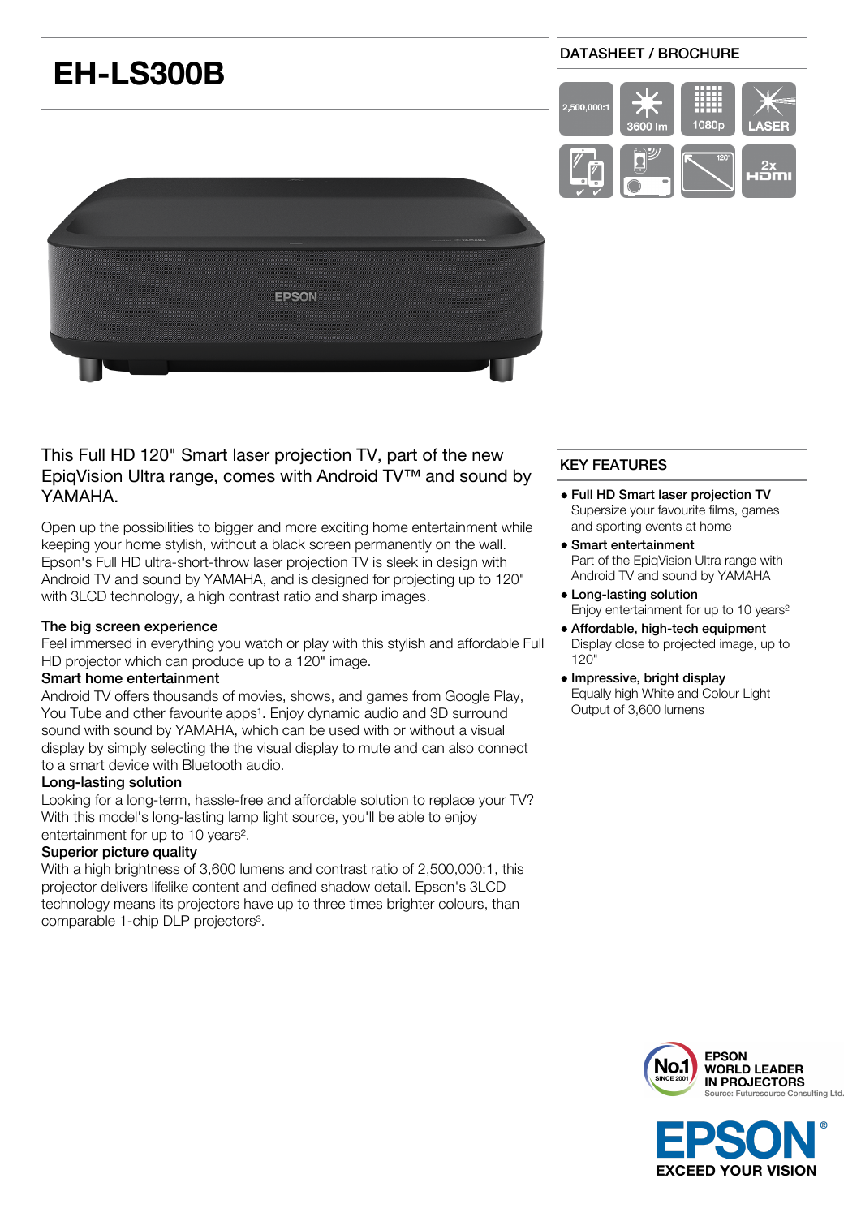# EH-LS300B

DATASHEET / BROCHURE

This Full HD 120" Smart laser projection TV, part of the new EpiqVision Ultra range, comes with Android TV™ and sound by YAMAHA.

Open up the possibilities to bigger and more exciting home entertainment while keeping your home stylish, without a black screen permanently on the wall. Epson's Full HD ultra-short-throw laser projection TV is sleek in design with Android TV and sound by YAMAHA, and is designed for projecting up to 120" with 3LCD technology, a high contrast ratio and sharp images.

**The big screen experience**
Feel immersed in everything you watch or play with this stylish and affordable Full HD projector which can produce up to a 120" image.

**Smart home entertainment**
Android TV offers thousands of movies, shows, and games from Google Play, You Tube and other favourite apps[1]. Enjoy dynamic audio and 3D surround sound with sound by YAMAHA, which can be used with or without a visual display by simply selecting the the visual display to mute and can also connect to a smart device with Bluetooth audio.

**Long-lasting solution**
Looking for a long-term, hassle-free and affordable solution to replace your TV? With this model's long-lasting lamp light source, you'll be able to enjoy entertainment for up to 10 years[2].

**Superior picture quality**
With a high brightness of 3,600 lumens and contrast ratio of 2,500,000:1, this projector delivers lifelike content and defined shadow detail. Epson's 3LCD technology means its projectors have up to three times brighter colours, than comparable 1-chip DLP projectors[3].

## KEY FEATURES

- **Full HD Smart laser projection TV**
  Supersize your favourite films, games and sporting events at home
- **Smart entertainment**
  Part of the EpiqVision Ultra range with Android TV and sound by YAMAHA
- **Long-lasting solution**
  Enjoy entertainment for up to 10 years[2]
- **Affordable, high-tech equipment**
  Display close to projected image, up to 120"
- **Impressive, bright display**
  Equally high White and Colour Light Output of 3,600 lumens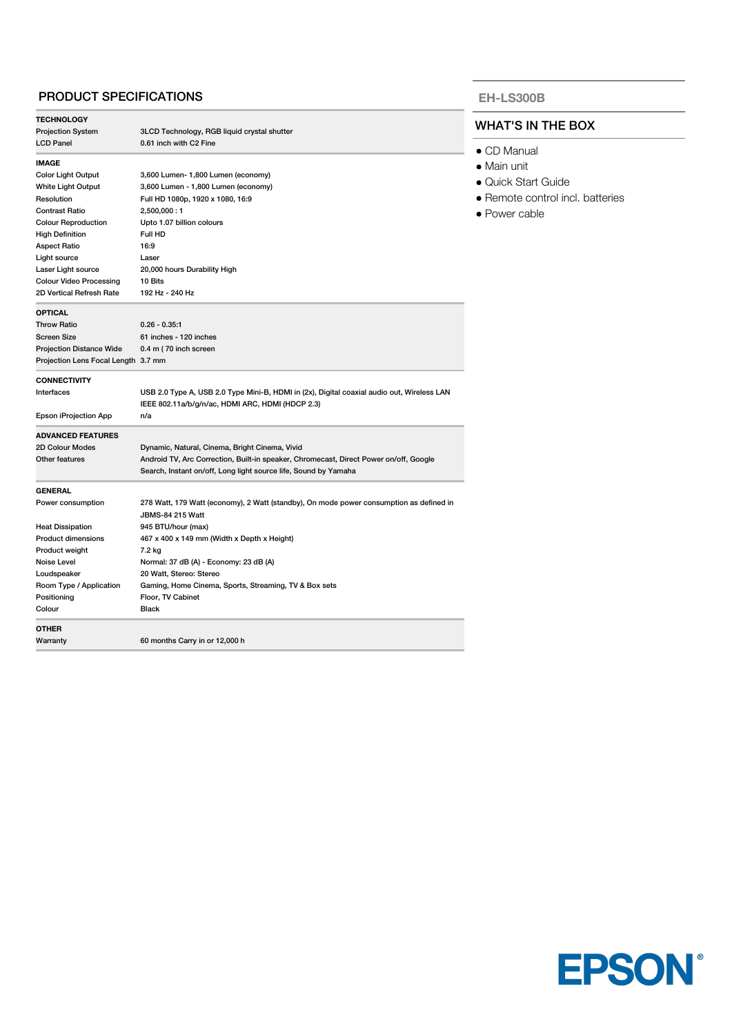## PRODUCT SPECIFICATIONS

| TECHNOLOGY | |
|---|---|
| Projection System | 3LCD Technology, RGB liquid crystal shutter |
| LCD Panel | 0.61 inch with C2 Fine |

| IMAGE | |
|---|---|
| Color Light Output | 3,600 Lumen- 1,800 Lumen (economy) |
| White Light Output | 3,600 Lumen - 1,800 Lumen (economy) |
| Resolution | Full HD 1080p, 1920 x 1080, 16:9 |
| Contrast Ratio | 2,500,000 : 1 |
| Colour Reproduction | Upto 1.07 billion colours |
| High Definition | Full HD |
| Aspect Ratio | 16:9 |
| Light source | Laser |
| Laser Light source | 20,000 hours Durability High |
| Colour Video Processing | 10 Bits |
| 2D Vertical Refresh Rate | 192 Hz - 240 Hz |

| OPTICAL | |
|---|---|
| Throw Ratio | 0.26 - 0.35:1 |
| Screen Size | 61 inches - 120 inches |
| Projection Distance Wide | 0.4 m ( 70 inch screen |
| Projection Lens Focal Length | 3.7 mm |

| CONNECTIVITY | |
|---|---|
| Interfaces | USB 2.0 Type A, USB 2.0 Type Mini-B, HDMI in (2x), Digital coaxial audio out, Wireless LAN IEEE 802.11a/b/g/n/ac, HDMI ARC, HDMI (HDCP 2.3) |
| Epson iProjection App | n/a |

| ADVANCED FEATURES | |
|---|---|
| 2D Colour Modes | Dynamic, Natural, Cinema, Bright Cinema, Vivid |
| Other features | Android TV, Arc Correction, Built-in speaker, Chromecast, Direct Power on/off, Google Search, Instant on/off, Long light source life, Sound by Yamaha |

| GENERAL | |
|---|---|
| Power consumption | 278 Watt, 179 Watt (economy), 2 Watt (standby), On mode power consumption as defined in JBMS-84 215 Watt |
| Heat Dissipation | 945 BTU/hour (max) |
| Product dimensions | 467 x 400 x 149 mm (Width x Depth x Height) |
| Product weight | 7.2 kg |
| Noise Level | Normal: 37 dB (A) - Economy: 23 dB (A) |
| Loudspeaker | 20 Watt, Stereo: Stereo |
| Room Type / Application | Gaming, Home Cinema, Sports, Streaming, TV & Box sets |
| Positioning | Floor, TV Cabinet |
| Colour | Black |

| OTHER | |
|---|---|
| Warranty | 60 months Carry in or 12,000 h |

## EH-LS300B

## WHAT'S IN THE BOX

- CD Manual
- Main unit
- Quick Start Guide
- Remote control incl. batteries
- Power cable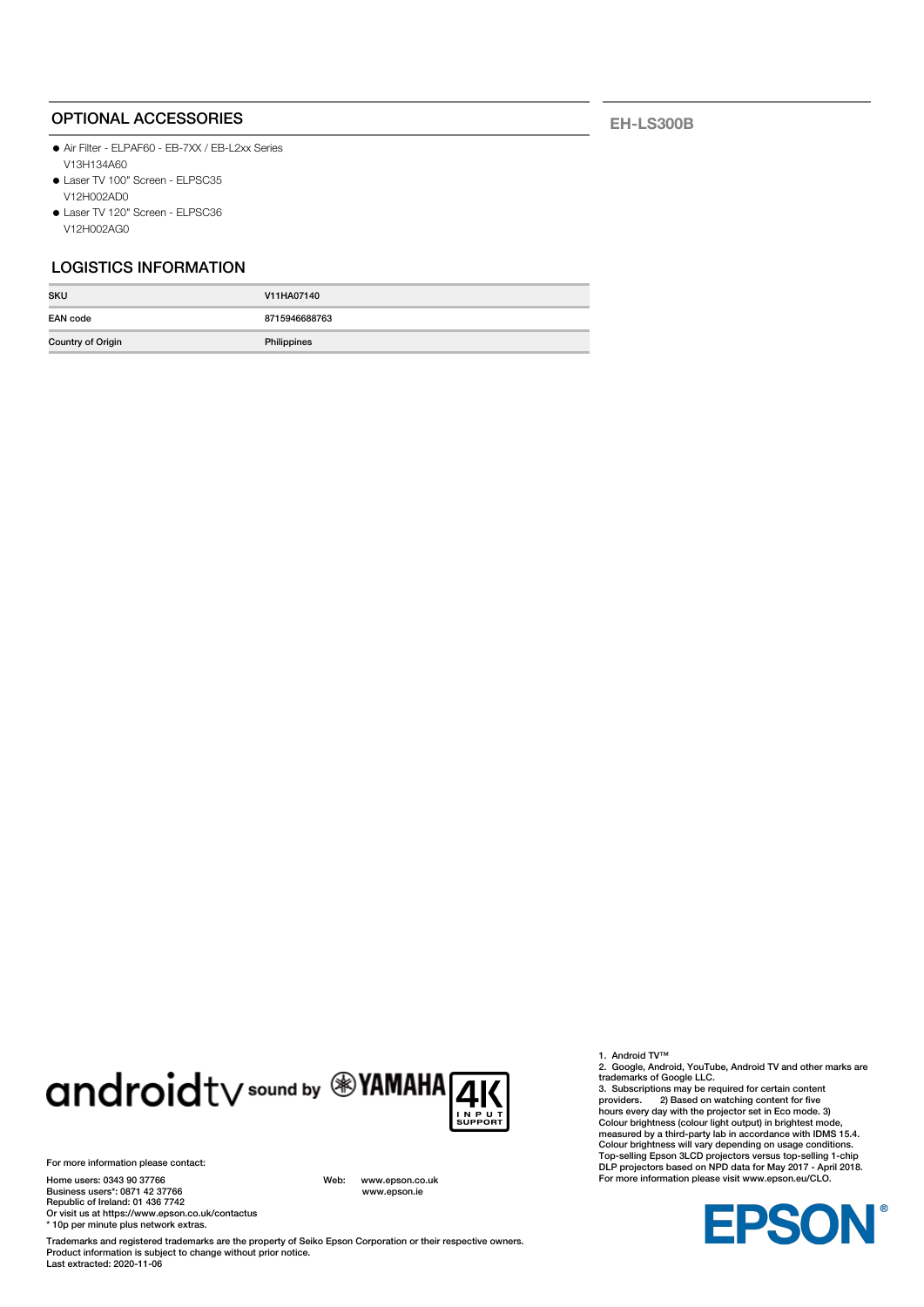## OPTIONAL ACCESSORIES

**EH-LS300B**

- Air Filter - ELPAF60 - EB-7XX / EB-L2xx Series
  V13H134A60
- Laser TV 100" Screen - ELPSC35
  V12H002AD0
- Laser TV 120" Screen - ELPSC36
  V12H002AG0

## LOGISTICS INFORMATION

| | |
|---|---|
| SKU | V11HA07140 |
| EAN code | 8715946688763 |
| Country of Origin | Philippines |

androidtv sound by YAMAHA 4K INPUT SUPPORT

For more information please contact:

Home users: 0343 90 37766
Business users*: 0871 42 37766
Republic of Ireland: 01 436 7742
Or visit us at https://www.epson.co.uk/contactus
* 10p per minute plus network extras.

Web: www.epson.co.uk
www.epson.ie

Trademarks and registered trademarks are the property of Seiko Epson Corporation or their respective owners.
Product information is subject to change without prior notice.
Last extracted: 2020-11-06

1. Android TV™
2. Google, Android, YouTube, Android TV and other marks are trademarks of Google LLC.
3. Subscriptions may be required for certain content providers. 2) Based on watching content for five hours every day with the projector set in Eco mode. 3) Colour brightness (colour light output) in brightest mode, measured by a third-party lab in accordance with IDMS 15.4. Colour brightness will vary depending on usage conditions. Top-selling Epson 3LCD projectors versus top-selling 1-chip DLP projectors based on NPD data for May 2017 - April 2018. For more information please visit www.epson.eu/CLO.

EPSON®